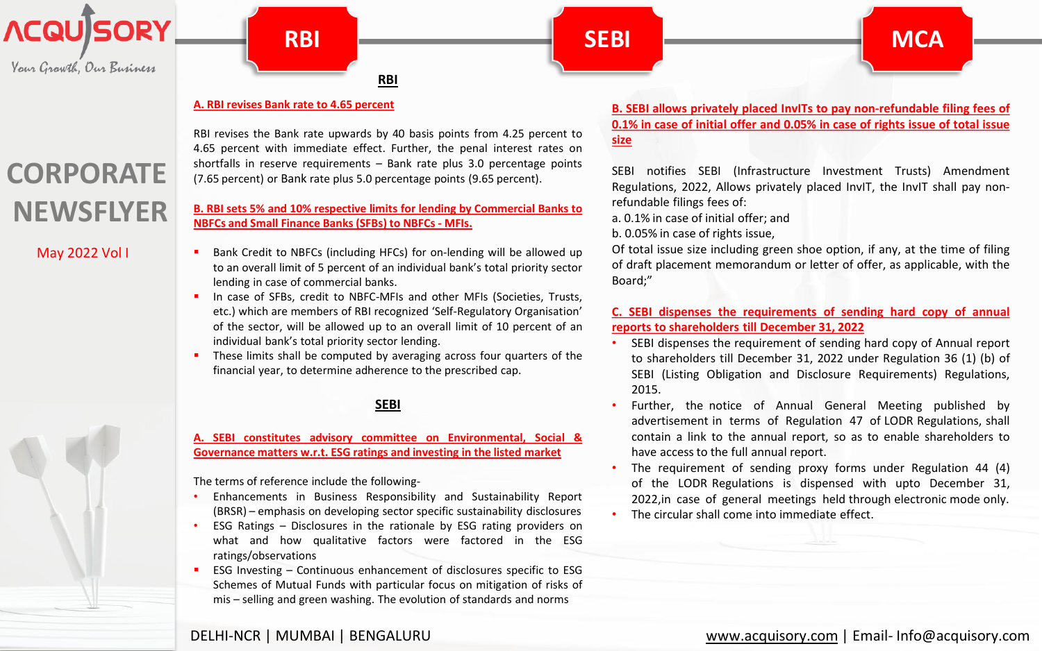# CORPORATE NEWSFLYER

May 2022 Vol I

RBI | SEBI | MCA

## RBI

### A. RBI revises Bank rate to 4.65 percent

RBI revises the Bank rate upwards by 40 basis points from 4.25 percent to 4.65 percent with immediate effect. Further, the penal interest rates on shortfalls in reserve requirements – Bank rate plus 3.0 percentage points (7.65 percent) or Bank rate plus 5.0 percentage points (9.65 percent).

### B. RBI sets 5% and 10% respective limits for lending by Commercial Banks to NBFCs and Small Finance Banks (SFBs) to NBFCs - MFIs.

- Bank Credit to NBFCs (including HFCs) for on-lending will be allowed up to an overall limit of 5 percent of an individual bank's total priority sector lending in case of commercial banks.
- In case of SFBs, credit to NBFC-MFIs and other MFIs (Societies, Trusts, etc.) which are members of RBI recognized 'Self-Regulatory Organisation' of the sector, will be allowed up to an overall limit of 10 percent of an individual bank's total priority sector lending.
- These limits shall be computed by averaging across four quarters of the financial year, to determine adherence to the prescribed cap.

## SEBI

### A. SEBI constitutes advisory committee on Environmental, Social & Governance matters w.r.t. ESG ratings and investing in the listed market

The terms of reference include the following-

- Enhancements in Business Responsibility and Sustainability Report (BRSR) – emphasis on developing sector specific sustainability disclosures
- ESG Ratings – Disclosures in the rationale by ESG rating providers on what and how qualitative factors were factored in the ESG ratings/observations
- ESG Investing – Continuous enhancement of disclosures specific to ESG Schemes of Mutual Funds with particular focus on mitigation of risks of mis – selling and green washing. The evolution of standards and norms

### B. SEBI allows privately placed InvITs to pay non-refundable filing fees of 0.1% in case of initial offer and 0.05% in case of rights issue of total issue size

SEBI notifies SEBI (Infrastructure Investment Trusts) Amendment Regulations, 2022, Allows privately placed InvIT, the InvIT shall pay non-refundable filings fees of:

a. 0.1% in case of initial offer; and

b. 0.05% in case of rights issue,

Of total issue size including green shoe option, if any, at the time of filing of draft placement memorandum or letter of offer, as applicable, with the Board;"

### C. SEBI dispenses the requirements of sending hard copy of annual reports to shareholders till December 31, 2022

- SEBI dispenses the requirement of sending hard copy of Annual report to shareholders till December 31, 2022 under Regulation 36 (1) (b) of SEBI (Listing Obligation and Disclosure Requirements) Regulations, 2015.
- Further, the notice of Annual General Meeting published by advertisement in terms of Regulation 47 of LODR Regulations, shall contain a link to the annual report, so as to enable shareholders to have access to the full annual report.
- The requirement of sending proxy forms under Regulation 44 (4) of the LODR Regulations is dispensed with upto December 31, 2022,in case of general meetings held through electronic mode only.
- The circular shall come into immediate effect.

DELHI-NCR | MUMBAI | BENGALURU

www.acquisory.com | Email- Info@acquisory.com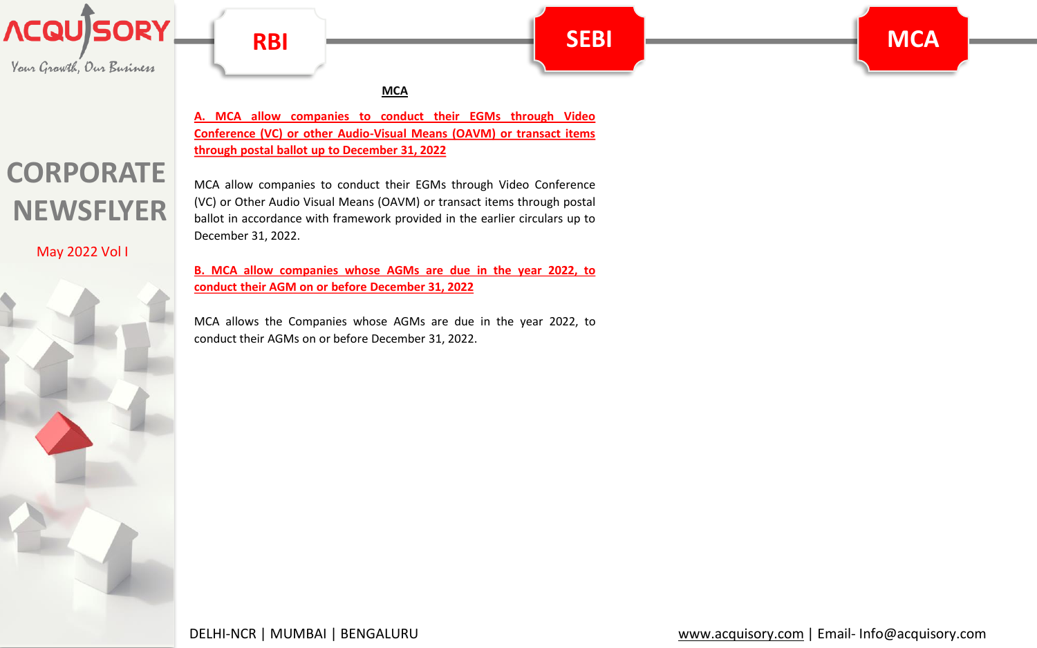## MCA

**A. MCA allow companies to conduct their EGMs through Video Conference (VC) or other Audio-Visual Means (OAVM) or transact items through postal ballot up to December 31, 2022**

MCA allow companies to conduct their EGMs through Video Conference (VC) or Other Audio Visual Means (OAVM) or transact items through postal ballot in accordance with framework provided in the earlier circulars up to December 31, 2022.

**B. MCA allow companies whose AGMs are due in the year 2022, to conduct their AGM on or before December 31, 2022**

MCA allows the Companies whose AGMs are due in the year 2022, to conduct their AGMs on or before December 31, 2022.